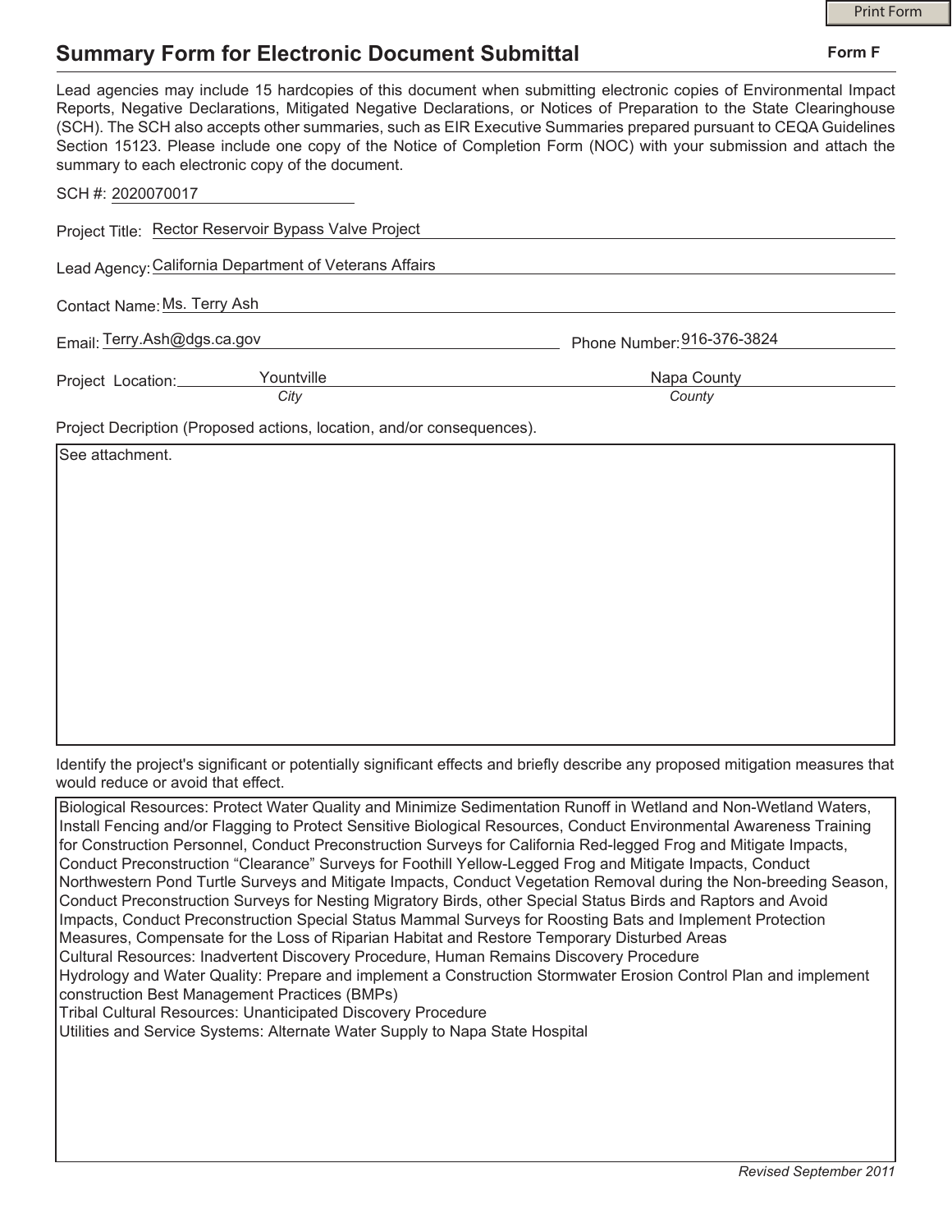# Summary Form for Electronic Document Submittal

**Form F**

Lead agencies may include 15 hardcopies of this document when submitting electronic copies of Environmental Impact Reports, Negative Declarations, Mitigated Negative Declarations, or Notices of Preparation to the State Clearinghouse (SCH). The SCH also accepts other summaries, such as EIR Executive Summaries prepared pursuant to CEQA Guidelines Section 15123. Please include one copy of the Notice of Completion Form (NOC) with your submission and attach the summary to each electronic copy of the document.

SCH #: 2020070017

Project Title: Rector Reservoir Bypass Valve Project

Lead Agency: California Department of Veterans Affairs

Contact Name: Ms. Terry Ash

Email: Terry.Ash@dgs.ca.gov

Phone Number: 916-376-3824

Project Location: Yountville (*City*) Napa County (*County*)

Project Decription (Proposed actions, location, and/or consequences).

See attachment.

Identify the project's significant or potentially significant effects and briefly describe any proposed mitigation measures that would reduce or avoid that effect.

Biological Resources: Protect Water Quality and Minimize Sedimentation Runoff in Wetland and Non-Wetland Waters, Install Fencing and/or Flagging to Protect Sensitive Biological Resources, Conduct Environmental Awareness Training for Construction Personnel, Conduct Preconstruction Surveys for California Red-legged Frog and Mitigate Impacts, Conduct Preconstruction "Clearance" Surveys for Foothill Yellow-Legged Frog and Mitigate Impacts, Conduct Northwestern Pond Turtle Surveys and Mitigate Impacts, Conduct Vegetation Removal during the Non-breeding Season, Conduct Preconstruction Surveys for Nesting Migratory Birds, other Special Status Birds and Raptors and Avoid Impacts, Conduct Preconstruction Special Status Mammal Surveys for Roosting Bats and Implement Protection Measures, Compensate for the Loss of Riparian Habitat and Restore Temporary Disturbed Areas
Cultural Resources: Inadvertent Discovery Procedure, Human Remains Discovery Procedure
Hydrology and Water Quality: Prepare and implement a Construction Stormwater Erosion Control Plan and implement construction Best Management Practices (BMPs)
Tribal Cultural Resources: Unanticipated Discovery Procedure
Utilities and Service Systems: Alternate Water Supply to Napa State Hospital

*Revised September 2011*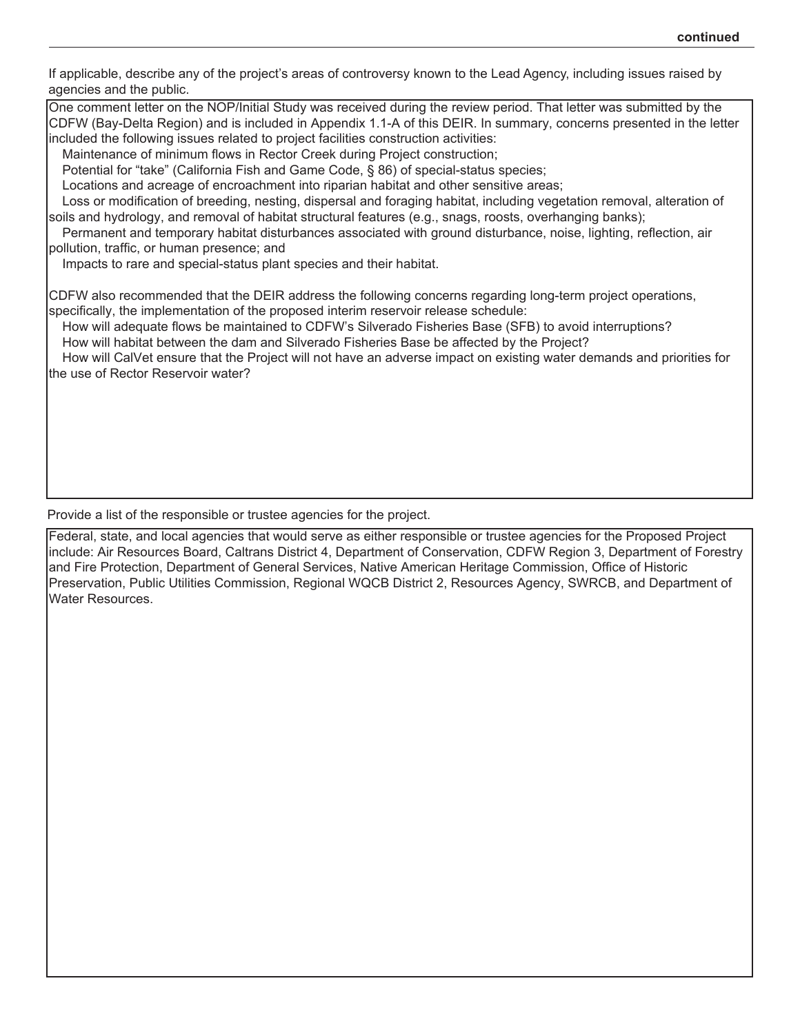If applicable, describe any of the project's areas of controversy known to the Lead Agency, including issues raised by agencies and the public.

One comment letter on the NOP/Initial Study was received during the review period. That letter was submitted by the CDFW (Bay-Delta Region) and is included in Appendix 1.1-A of this DEIR. In summary, concerns presented in the letter included the following issues related to project facilities construction activities:

- Maintenance of minimum flows in Rector Creek during Project construction;
- Potential for "take" (California Fish and Game Code, § 86) of special-status species;
- Locations and acreage of encroachment into riparian habitat and other sensitive areas;
- Loss or modification of breeding, nesting, dispersal and foraging habitat, including vegetation removal, alteration of soils and hydrology, and removal of habitat structural features (e.g., snags, roosts, overhanging banks);
- Permanent and temporary habitat disturbances associated with ground disturbance, noise, lighting, reflection, air pollution, traffic, or human presence; and
- Impacts to rare and special-status plant species and their habitat.

CDFW also recommended that the DEIR address the following concerns regarding long-term project operations, specifically, the implementation of the proposed interim reservoir release schedule:

- How will adequate flows be maintained to CDFW's Silverado Fisheries Base (SFB) to avoid interruptions?
- How will habitat between the dam and Silverado Fisheries Base be affected by the Project?
- How will CalVet ensure that the Project will not have an adverse impact on existing water demands and priorities for the use of Rector Reservoir water?

Provide a list of the responsible or trustee agencies for the project.

Federal, state, and local agencies that would serve as either responsible or trustee agencies for the Proposed Project include: Air Resources Board, Caltrans District 4, Department of Conservation, CDFW Region 3, Department of Forestry and Fire Protection, Department of General Services, Native American Heritage Commission, Office of Historic Preservation, Public Utilities Commission, Regional WQCB District 2, Resources Agency, SWRCB, and Department of Water Resources.